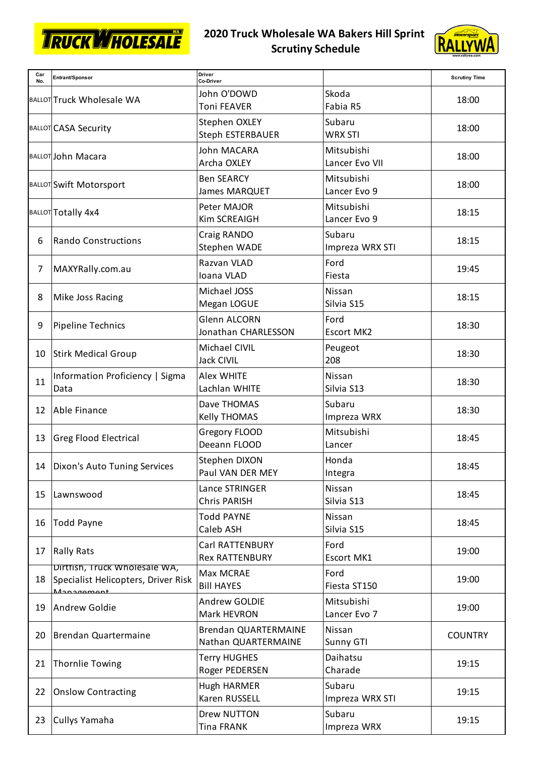# 2020 Truck Wholesale WA Bakers Hill Sprint Scrutiny Schedule

| Car No. | Entrant/Sponsor | Driver Co-Driver | | Scrutiny Time |
|---|---|---|---|---|
| BALLOT | Truck Wholesale WA | John O'DOWD<br>Toni FEAVER | Skoda<br>Fabia R5 | 18:00 |
| BALLOT | CASA Security | Stephen OXLEY<br>Steph ESTERBAUER | Subaru<br>WRX STI | 18:00 |
| BALLOT | John Macara | John MACARA<br>Archa OXLEY | Mitsubishi<br>Lancer Evo VII | 18:00 |
| BALLOT | Swift Motorsport | Ben SEARCY<br>James MARQUET | Mitsubishi<br>Lancer Evo 9 | 18:00 |
| BALLOT | Totally 4x4 | Peter MAJOR<br>Kim SCREAIGH | Mitsubishi<br>Lancer Evo 9 | 18:15 |
| 6 | Rando Constructions | Craig RANDO<br>Stephen WADE | Subaru<br>Impreza WRX STI | 18:15 |
| 7 | MAXYRally.com.au | Razvan VLAD<br>Ioana VLAD | Ford<br>Fiesta | 19:45 |
| 8 | Mike Joss Racing | Michael JOSS<br>Megan LOGUE | Nissan<br>Silvia S15 | 18:15 |
| 9 | Pipeline Technics | Glenn ALCORN<br>Jonathan CHARLESSON | Ford<br>Escort MK2 | 18:30 |
| 10 | Stirk Medical Group | Michael CIVIL<br>Jack CIVIL | Peugeot<br>208 | 18:30 |
| 11 | Information Proficiency \| Sigma Data | Alex WHITE<br>Lachlan WHITE | Nissan<br>Silvia S13 | 18:30 |
| 12 | Able Finance | Dave THOMAS<br>Kelly THOMAS | Subaru<br>Impreza WRX | 18:30 |
| 13 | Greg Flood Electrical | Gregory FLOOD<br>Deeann FLOOD | Mitsubishi<br>Lancer | 18:45 |
| 14 | Dixon's Auto Tuning Services | Stephen DIXON<br>Paul VAN DER MEY | Honda<br>Integra | 18:45 |
| 15 | Lawnswood | Lance STRINGER<br>Chris PARISH | Nissan<br>Silvia S13 | 18:45 |
| 16 | Todd Payne | Todd PAYNE<br>Caleb ASH | Nissan<br>Silvia S15 | 18:45 |
| 17 | Rally Rats | Carl RATTENBURY<br>Rex RATTENBURY | Ford<br>Escort MK1 | 19:00 |
| 18 | Dirtfish, Truck Wholesale WA, Specialist Helicopters, Driver Risk Management | Max MCRAE<br>Bill HAYES | Ford<br>Fiesta ST150 | 19:00 |
| 19 | Andrew Goldie | Andrew GOLDIE<br>Mark HEVRON | Mitsubishi<br>Lancer Evo 7 | 19:00 |
| 20 | Brendan Quartermaine | Brendan QUARTERMAINE<br>Nathan QUARTERMAINE | Nissan<br>Sunny GTI | COUNTRY |
| 21 | Thornlie Towing | Terry HUGHES<br>Roger PEDERSEN | Daihatsu<br>Charade | 19:15 |
| 22 | Onslow Contracting | Hugh HARMER<br>Karen RUSSELL | Subaru<br>Impreza WRX STI | 19:15 |
| 23 | Cullys Yamaha | Drew NUTTON<br>Tina FRANK | Subaru<br>Impreza WRX | 19:15 |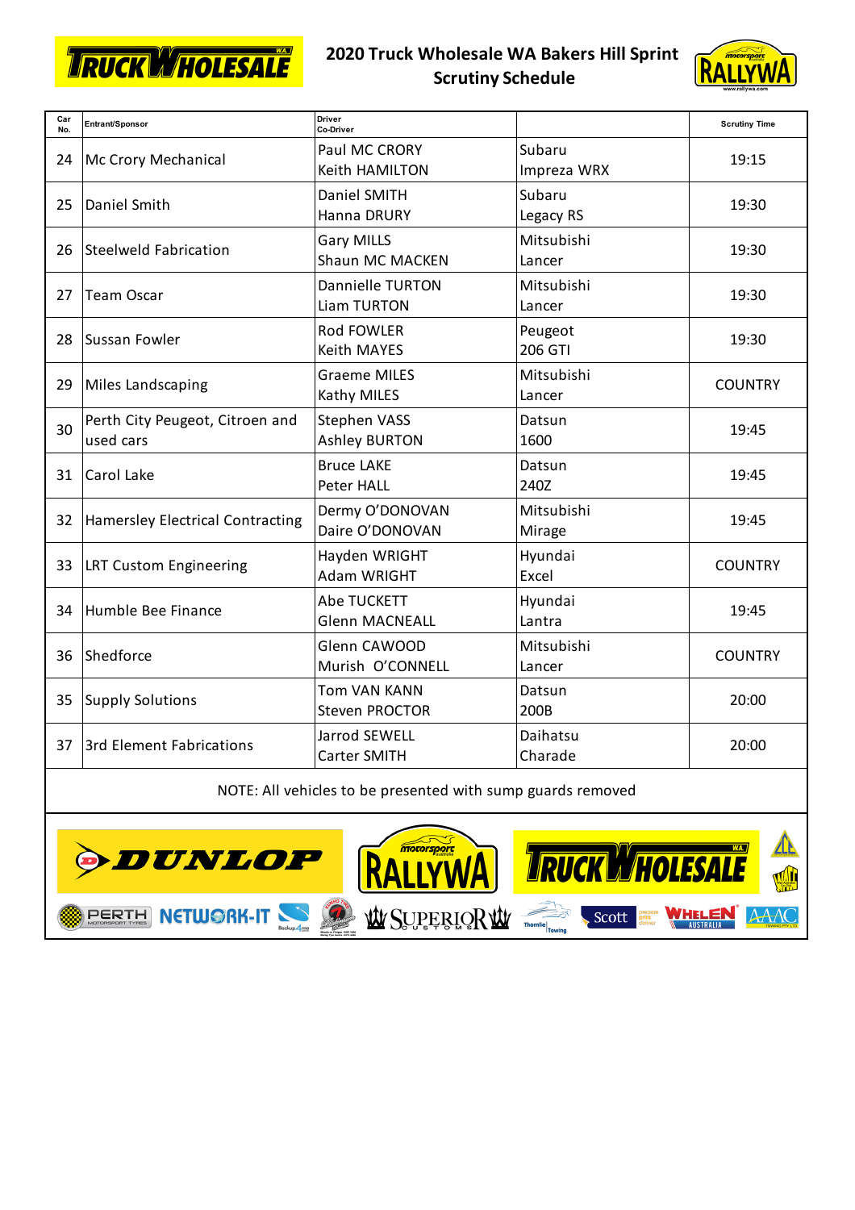# 2020 Truck Wholesale WA Bakers Hill Sprint Scrutiny Schedule

| Car No. | Entrant/Sponsor | Driver Co-Driver | | Scrutiny Time |
|---|---|---|---|---|
| 24 | Mc Crory Mechanical | Paul MC CRORY Keith HAMILTON | Subaru Impreza WRX | 19:15 |
| 25 | Daniel Smith | Daniel SMITH Hanna DRURY | Subaru Legacy RS | 19:30 |
| 26 | Steelweld Fabrication | Gary MILLS Shaun MC MACKEN | Mitsubishi Lancer | 19:30 |
| 27 | Team Oscar | Dannielle TURTON Liam TURTON | Mitsubishi Lancer | 19:30 |
| 28 | Sussan Fowler | Rod FOWLER Keith MAYES | Peugeot 206 GTI | 19:30 |
| 29 | Miles Landscaping | Graeme MILES Kathy MILES | Mitsubishi Lancer | COUNTRY |
| 30 | Perth City Peugeot, Citroen and used cars | Stephen VASS Ashley BURTON | Datsun 1600 | 19:45 |
| 31 | Carol Lake | Bruce LAKE Peter HALL | Datsun 240Z | 19:45 |
| 32 | Hamersley Electrical Contracting | Dermy O'DONOVAN Daire O'DONOVAN | Mitsubishi Mirage | 19:45 |
| 33 | LRT Custom Engineering | Hayden WRIGHT Adam WRIGHT | Hyundai Excel | COUNTRY |
| 34 | Humble Bee Finance | Abe TUCKETT Glenn MACNEALL | Hyundai Lantra | 19:45 |
| 36 | Shedforce | Glenn CAWOOD Murish O'CONNELL | Mitsubishi Lancer | COUNTRY |
| 35 | Supply Solutions | Tom VAN KANN Steven PROCTOR | Datsun 200B | 20:00 |
| 37 | 3rd Element Fabrications | Jarrod SEWELL Carter SMITH | Daihatsu Charade | 20:00 |

NOTE: All vehicles to be presented with sump guards removed